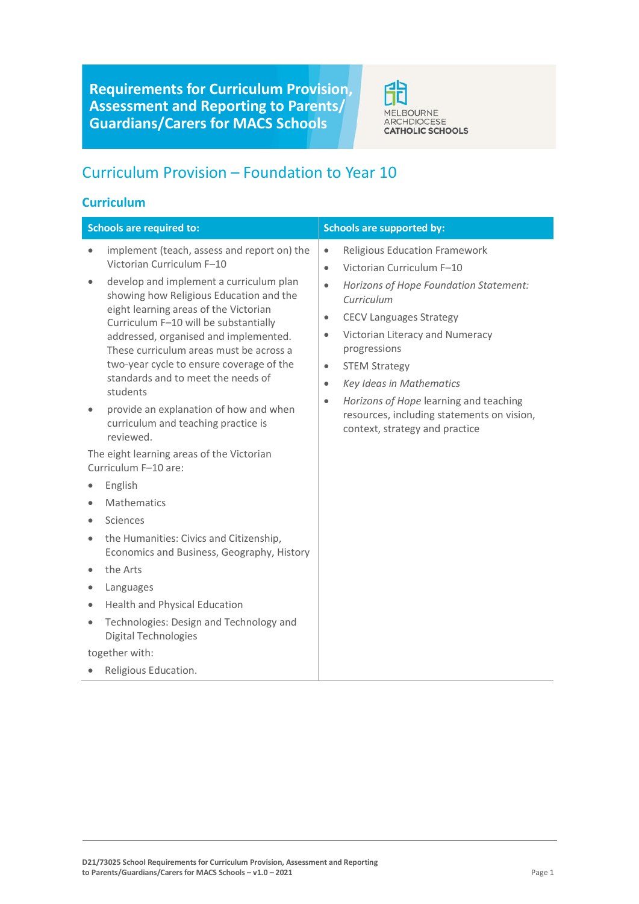# Requirements for Curriculum Provision, Assessment and Reporting to Parents/ Guardians/Carers for MACS Schools

MELBOURNE ARCHDIOCESE CATHOLIC SCHOOLS

## Curriculum Provision – Foundation to Year 10

### Curriculum

| Schools are required to: | Schools are supported by: |
|---|---|
| • implement (teach, assess and report on) the Victorian Curriculum F–10<br>• develop and implement a curriculum plan showing how Religious Education and the eight learning areas of the Victorian Curriculum F–10 will be substantially addressed, organised and implemented. These curriculum areas must be across a two-year cycle to ensure coverage of the standards and to meet the needs of students<br>• provide an explanation of how and when curriculum and teaching practice is reviewed.<br>The eight learning areas of the Victorian Curriculum F–10 are:<br>• English<br>• Mathematics<br>• Sciences<br>• the Humanities: Civics and Citizenship, Economics and Business, Geography, History<br>• the Arts<br>• Languages<br>• Health and Physical Education<br>• Technologies: Design and Technology and Digital Technologies<br>together with:<br>• Religious Education. | • Religious Education Framework<br>• Victorian Curriculum F–10<br>• *Horizons of Hope Foundation Statement: Curriculum*<br>• CECV Languages Strategy<br>• Victorian Literacy and Numeracy progressions<br>• STEM Strategy<br>• *Key Ideas in Mathematics*<br>• *Horizons of Hope* learning and teaching resources, including statements on vision, context, strategy and practice |

D21/73025 School Requirements for Curriculum Provision, Assessment and Reporting to Parents/Guardians/Carers for MACS Schools – v1.0 – 2021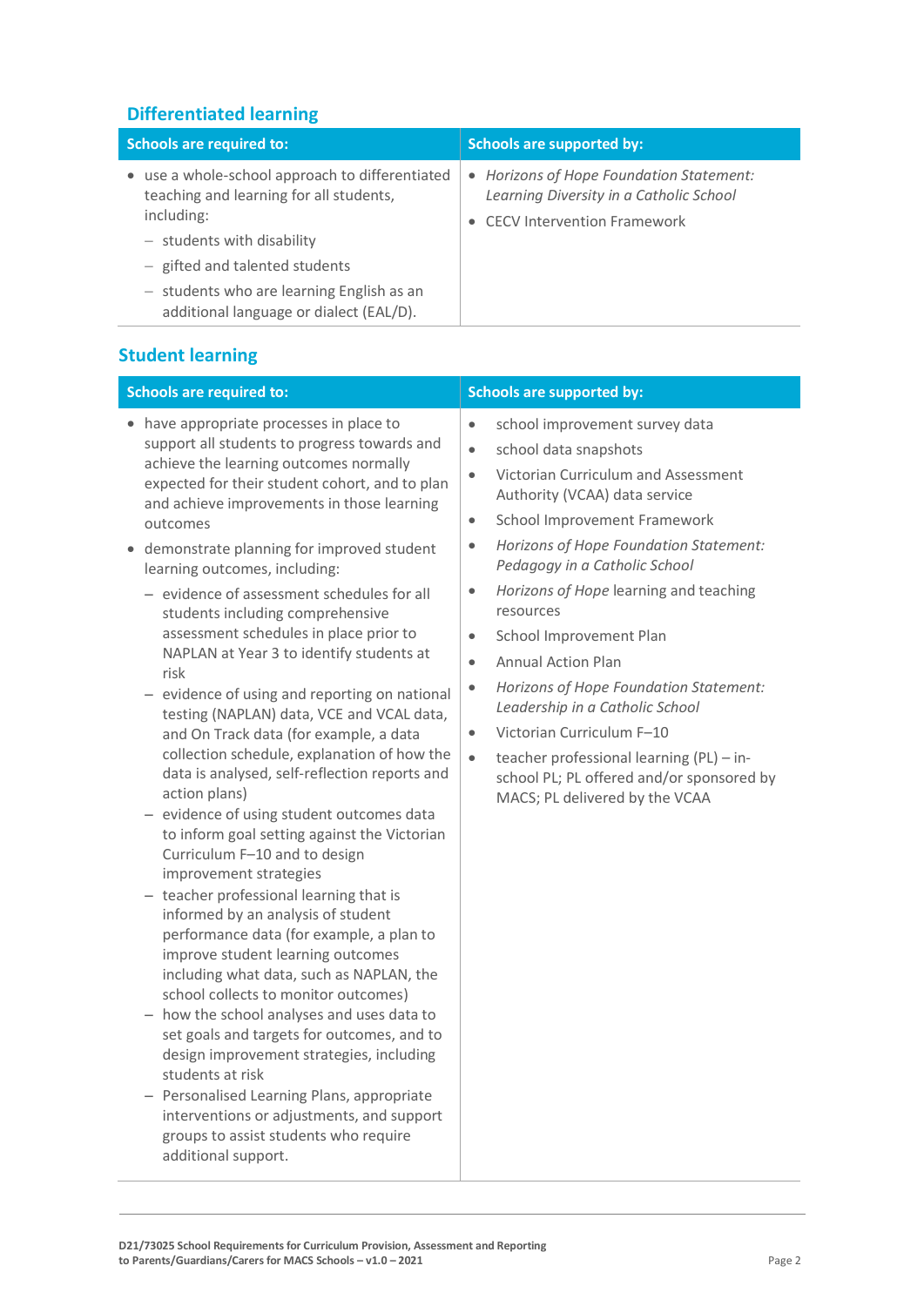## Differentiated learning

| Schools are required to: | Schools are supported by: |
|---|---|
| • use a whole-school approach to differentiated teaching and learning for all students, including:<br>– students with disability<br>– gifted and talented students<br>– students who are learning English as an additional language or dialect (EAL/D). | • *Horizons of Hope Foundation Statement: Learning Diversity in a Catholic School*<br>• CECV Intervention Framework |

## Student learning

| Schools are required to: | Schools are supported by: |
|---|---|
| • have appropriate processes in place to support all students to progress towards and achieve the learning outcomes normally expected for their student cohort, and to plan and achieve improvements in those learning outcomes<br>• demonstrate planning for improved student learning outcomes, including:<br>– evidence of assessment schedules for all students including comprehensive assessment schedules in place prior to NAPLAN at Year 3 to identify students at risk<br>– evidence of using and reporting on national testing (NAPLAN) data, VCE and VCAL data, and On Track data (for example, a data collection schedule, explanation of how the data is analysed, self-reflection reports and action plans)<br>– evidence of using student outcomes data to inform goal setting against the Victorian Curriculum F–10 and to design improvement strategies<br>– teacher professional learning that is informed by an analysis of student performance data (for example, a plan to improve student learning outcomes including what data, such as NAPLAN, the school collects to monitor outcomes)<br>– how the school analyses and uses data to set goals and targets for outcomes, and to design improvement strategies, including students at risk<br>– Personalised Learning Plans, appropriate interventions or adjustments, and support groups to assist students who require additional support. | • school improvement survey data<br>• school data snapshots<br>• Victorian Curriculum and Assessment Authority (VCAA) data service<br>• School Improvement Framework<br>• *Horizons of Hope Foundation Statement: Pedagogy in a Catholic School*<br>• *Horizons of Hope* learning and teaching resources<br>• School Improvement Plan<br>• Annual Action Plan<br>• *Horizons of Hope Foundation Statement: Leadership in a Catholic School*<br>• Victorian Curriculum F–10<br>• teacher professional learning (PL) – in-school PL; PL offered and/or sponsored by MACS; PL delivered by the VCAA |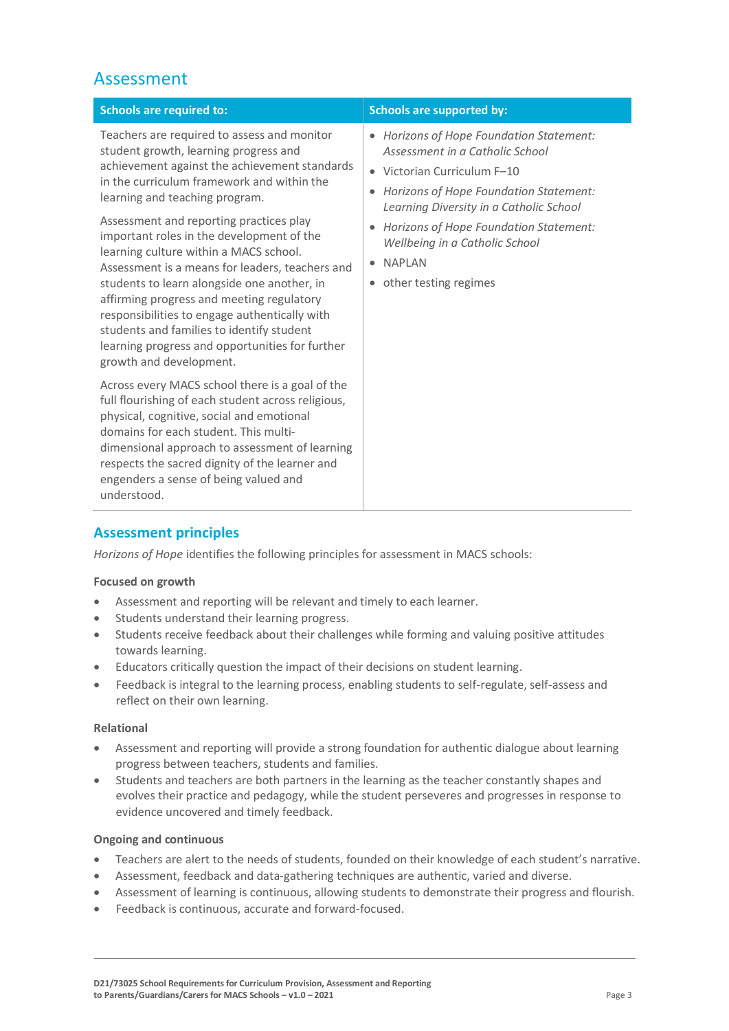## Assessment

| Schools are required to: | Schools are supported by: |
| --- | --- |
| Teachers are required to assess and monitor student growth, learning progress and achievement against the achievement standards in the curriculum framework and within the learning and teaching program.<br><br>Assessment and reporting practices play important roles in the development of the learning culture within a MACS school. Assessment is a means for leaders, teachers and students to learn alongside one another, in affirming progress and meeting regulatory responsibilities to engage authentically with students and families to identify student learning progress and opportunities for further growth and development.<br><br>Across every MACS school there is a goal of the full flourishing of each student across religious, physical, cognitive, social and emotional domains for each student. This multi-dimensional approach to assessment of learning respects the sacred dignity of the learner and engenders a sense of being valued and understood. | • *Horizons of Hope Foundation Statement: Assessment in a Catholic School*<br>• Victorian Curriculum F–10<br>• *Horizons of Hope Foundation Statement: Learning Diversity in a Catholic School*<br>• *Horizons of Hope Foundation Statement: Wellbeing in a Catholic School*<br>• NAPLAN<br>• other testing regimes |

### Assessment principles

*Horizons of Hope* identifies the following principles for assessment in MACS schools:

**Focused on growth**

- Assessment and reporting will be relevant and timely to each learner.
- Students understand their learning progress.
- Students receive feedback about their challenges while forming and valuing positive attitudes towards learning.
- Educators critically question the impact of their decisions on student learning.
- Feedback is integral to the learning process, enabling students to self-regulate, self-assess and reflect on their own learning.

**Relational**

- Assessment and reporting will provide a strong foundation for authentic dialogue about learning progress between teachers, students and families.
- Students and teachers are both partners in the learning as the teacher constantly shapes and evolves their practice and pedagogy, while the student perseveres and progresses in response to evidence uncovered and timely feedback.

**Ongoing and continuous**

- Teachers are alert to the needs of students, founded on their knowledge of each student's narrative.
- Assessment, feedback and data-gathering techniques are authentic, varied and diverse.
- Assessment of learning is continuous, allowing students to demonstrate their progress and flourish.
- Feedback is continuous, accurate and forward-focused.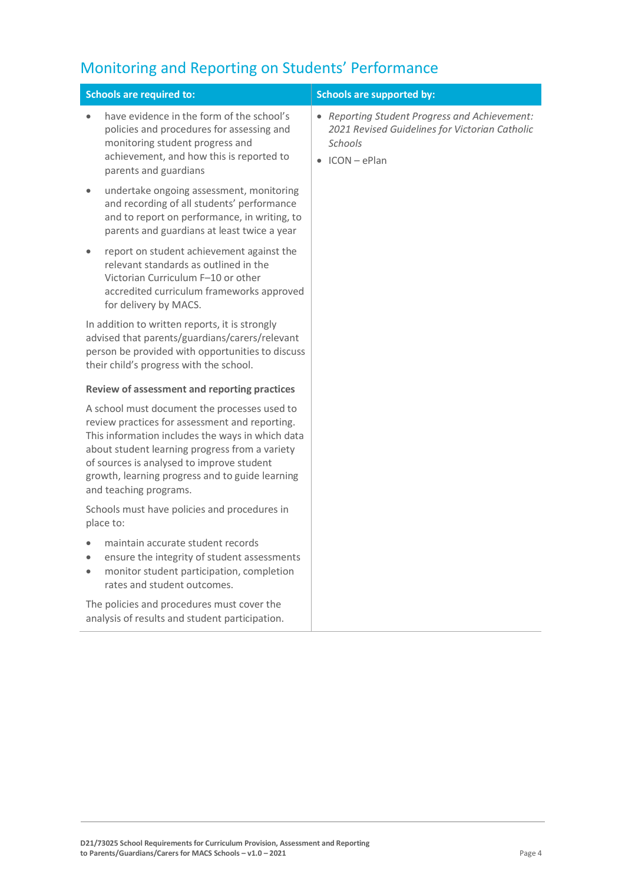## Monitoring and Reporting on Students' Performance

| Schools are required to: | Schools are supported by: |
|---|---|
| • have evidence in the form of the school's policies and procedures for assessing and monitoring student progress and achievement, and how this is reported to parents and guardians<br>• undertake ongoing assessment, monitoring and recording of all students' performance and to report on performance, in writing, to parents and guardians at least twice a year<br>• report on student achievement against the relevant standards as outlined in the Victorian Curriculum F–10 or other accredited curriculum frameworks approved for delivery by MACS.<br><br>In addition to written reports, it is strongly advised that parents/guardians/carers/relevant person be provided with opportunities to discuss their child's progress with the school.<br><br>**Review of assessment and reporting practices**<br><br>A school must document the processes used to review practices for assessment and reporting. This information includes the ways in which data about student learning progress from a variety of sources is analysed to improve student growth, learning progress and to guide learning and teaching programs.<br><br>Schools must have policies and procedures in place to:<br><br>• maintain accurate student records<br>• ensure the integrity of student assessments<br>• monitor student participation, completion rates and student outcomes.<br><br>The policies and procedures must cover the analysis of results and student participation. | • *Reporting Student Progress and Achievement: 2021 Revised Guidelines for Victorian Catholic Schools*<br>• ICON – ePlan |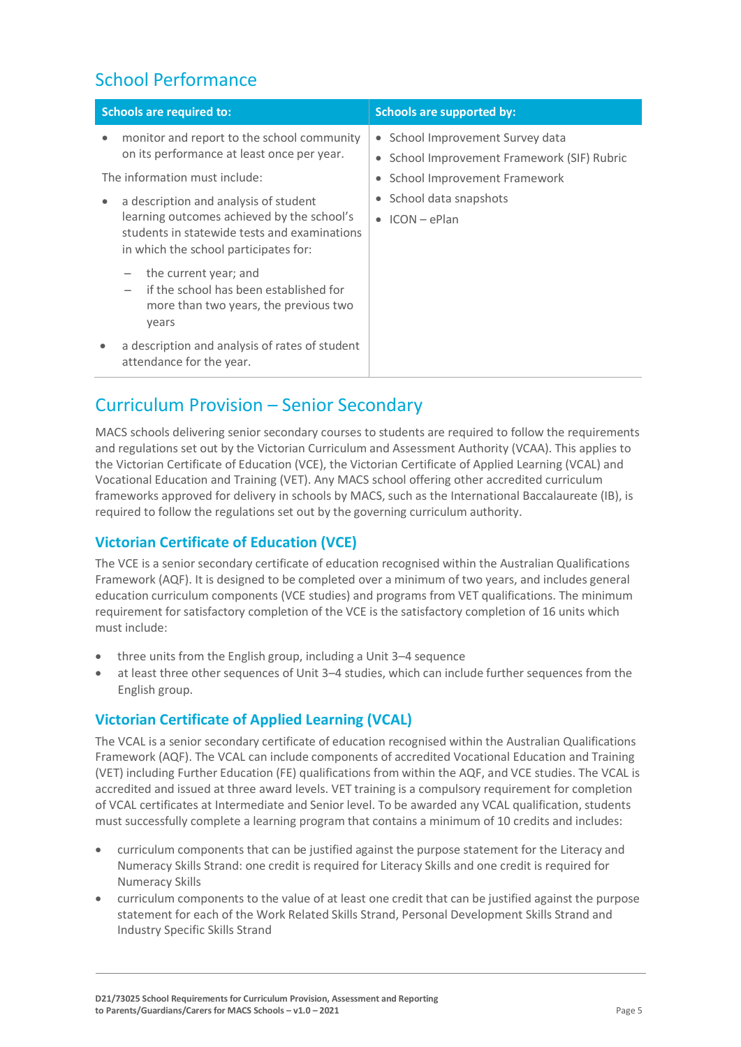## School Performance

| Schools are required to: | Schools are supported by: |
|---|---|
| • monitor and report to the school community on its performance at least once per year.<br><br>The information must include:<br><br>• a description and analysis of student learning outcomes achieved by the school's students in statewide tests and examinations in which the school participates for:<br>  – the current year; and<br>  – if the school has been established for more than two years, the previous two years<br><br>• a description and analysis of rates of student attendance for the year. | • School Improvement Survey data<br>• School Improvement Framework (SIF) Rubric<br>• School Improvement Framework<br>• School data snapshots<br>• ICON – ePlan |

## Curriculum Provision – Senior Secondary

MACS schools delivering senior secondary courses to students are required to follow the requirements and regulations set out by the Victorian Curriculum and Assessment Authority (VCAA). This applies to the Victorian Certificate of Education (VCE), the Victorian Certificate of Applied Learning (VCAL) and Vocational Education and Training (VET). Any MACS school offering other accredited curriculum frameworks approved for delivery in schools by MACS, such as the International Baccalaureate (IB), is required to follow the regulations set out by the governing curriculum authority.

### Victorian Certificate of Education (VCE)

The VCE is a senior secondary certificate of education recognised within the Australian Qualifications Framework (AQF). It is designed to be completed over a minimum of two years, and includes general education curriculum components (VCE studies) and programs from VET qualifications. The minimum requirement for satisfactory completion of the VCE is the satisfactory completion of 16 units which must include:

- three units from the English group, including a Unit 3–4 sequence
- at least three other sequences of Unit 3–4 studies, which can include further sequences from the English group.

### Victorian Certificate of Applied Learning (VCAL)

The VCAL is a senior secondary certificate of education recognised within the Australian Qualifications Framework (AQF). The VCAL can include components of accredited Vocational Education and Training (VET) including Further Education (FE) qualifications from within the AQF, and VCE studies. The VCAL is accredited and issued at three award levels. VET training is a compulsory requirement for completion of VCAL certificates at Intermediate and Senior level. To be awarded any VCAL qualification, students must successfully complete a learning program that contains a minimum of 10 credits and includes:

- curriculum components that can be justified against the purpose statement for the Literacy and Numeracy Skills Strand: one credit is required for Literacy Skills and one credit is required for Numeracy Skills
- curriculum components to the value of at least one credit that can be justified against the purpose statement for each of the Work Related Skills Strand, Personal Development Skills Strand and Industry Specific Skills Strand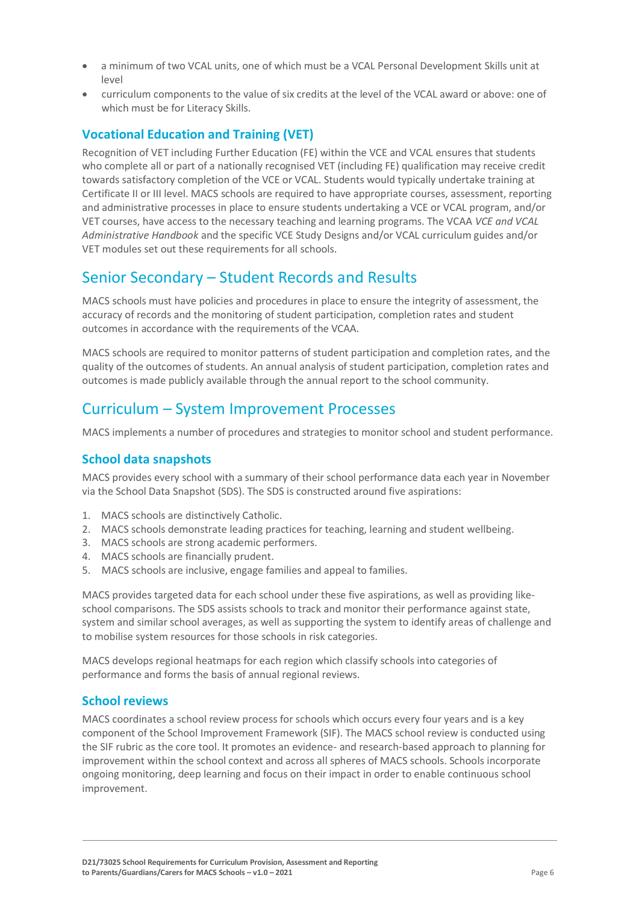- a minimum of two VCAL units, one of which must be a VCAL Personal Development Skills unit at level
- curriculum components to the value of six credits at the level of the VCAL award or above: one of which must be for Literacy Skills.

### Vocational Education and Training (VET)

Recognition of VET including Further Education (FE) within the VCE and VCAL ensures that students who complete all or part of a nationally recognised VET (including FE) qualification may receive credit towards satisfactory completion of the VCE or VCAL. Students would typically undertake training at Certificate II or III level. MACS schools are required to have appropriate courses, assessment, reporting and administrative processes in place to ensure students undertaking a VCE or VCAL program, and/or VET courses, have access to the necessary teaching and learning programs. The VCAA *VCE and VCAL Administrative Handbook* and the specific VCE Study Designs and/or VCAL curriculum guides and/or VET modules set out these requirements for all schools.

## Senior Secondary – Student Records and Results

MACS schools must have policies and procedures in place to ensure the integrity of assessment, the accuracy of records and the monitoring of student participation, completion rates and student outcomes in accordance with the requirements of the VCAA.

MACS schools are required to monitor patterns of student participation and completion rates, and the quality of the outcomes of students. An annual analysis of student participation, completion rates and outcomes is made publicly available through the annual report to the school community.

## Curriculum – System Improvement Processes

MACS implements a number of procedures and strategies to monitor school and student performance.

### School data snapshots

MACS provides every school with a summary of their school performance data each year in November via the School Data Snapshot (SDS). The SDS is constructed around five aspirations:

1. MACS schools are distinctively Catholic.
2. MACS schools demonstrate leading practices for teaching, learning and student wellbeing.
3. MACS schools are strong academic performers.
4. MACS schools are financially prudent.
5. MACS schools are inclusive, engage families and appeal to families.

MACS provides targeted data for each school under these five aspirations, as well as providing like-school comparisons. The SDS assists schools to track and monitor their performance against state, system and similar school averages, as well as supporting the system to identify areas of challenge and to mobilise system resources for those schools in risk categories.

MACS develops regional heatmaps for each region which classify schools into categories of performance and forms the basis of annual regional reviews.

### School reviews

MACS coordinates a school review process for schools which occurs every four years and is a key component of the School Improvement Framework (SIF). The MACS school review is conducted using the SIF rubric as the core tool. It promotes an evidence- and research-based approach to planning for improvement within the school context and across all spheres of MACS schools. Schools incorporate ongoing monitoring, deep learning and focus on their impact in order to enable continuous school improvement.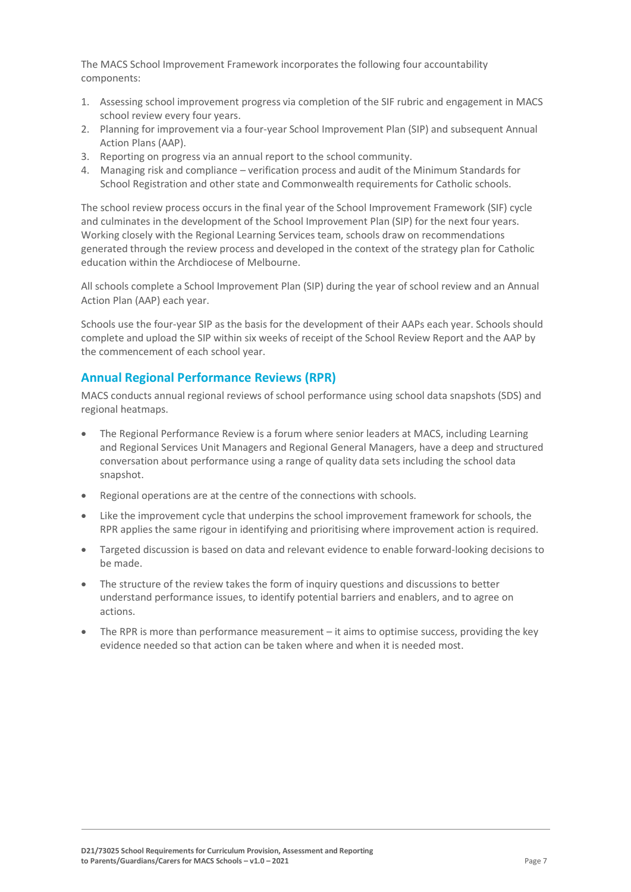The MACS School Improvement Framework incorporates the following four accountability components:

1. Assessing school improvement progress via completion of the SIF rubric and engagement in MACS school review every four years.
2. Planning for improvement via a four-year School Improvement Plan (SIP) and subsequent Annual Action Plans (AAP).
3. Reporting on progress via an annual report to the school community.
4. Managing risk and compliance – verification process and audit of the Minimum Standards for School Registration and other state and Commonwealth requirements for Catholic schools.

The school review process occurs in the final year of the School Improvement Framework (SIF) cycle and culminates in the development of the School Improvement Plan (SIP) for the next four years. Working closely with the Regional Learning Services team, schools draw on recommendations generated through the review process and developed in the context of the strategy plan for Catholic education within the Archdiocese of Melbourne.

All schools complete a School Improvement Plan (SIP) during the year of school review and an Annual Action Plan (AAP) each year.

Schools use the four-year SIP as the basis for the development of their AAPs each year. Schools should complete and upload the SIP within six weeks of receipt of the School Review Report and the AAP by the commencement of each school year.

## Annual Regional Performance Reviews (RPR)

MACS conducts annual regional reviews of school performance using school data snapshots (SDS) and regional heatmaps.

- The Regional Performance Review is a forum where senior leaders at MACS, including Learning and Regional Services Unit Managers and Regional General Managers, have a deep and structured conversation about performance using a range of quality data sets including the school data snapshot.
- Regional operations are at the centre of the connections with schools.
- Like the improvement cycle that underpins the school improvement framework for schools, the RPR applies the same rigour in identifying and prioritising where improvement action is required.
- Targeted discussion is based on data and relevant evidence to enable forward-looking decisions to be made.
- The structure of the review takes the form of inquiry questions and discussions to better understand performance issues, to identify potential barriers and enablers, and to agree on actions.
- The RPR is more than performance measurement – it aims to optimise success, providing the key evidence needed so that action can be taken where and when it is needed most.